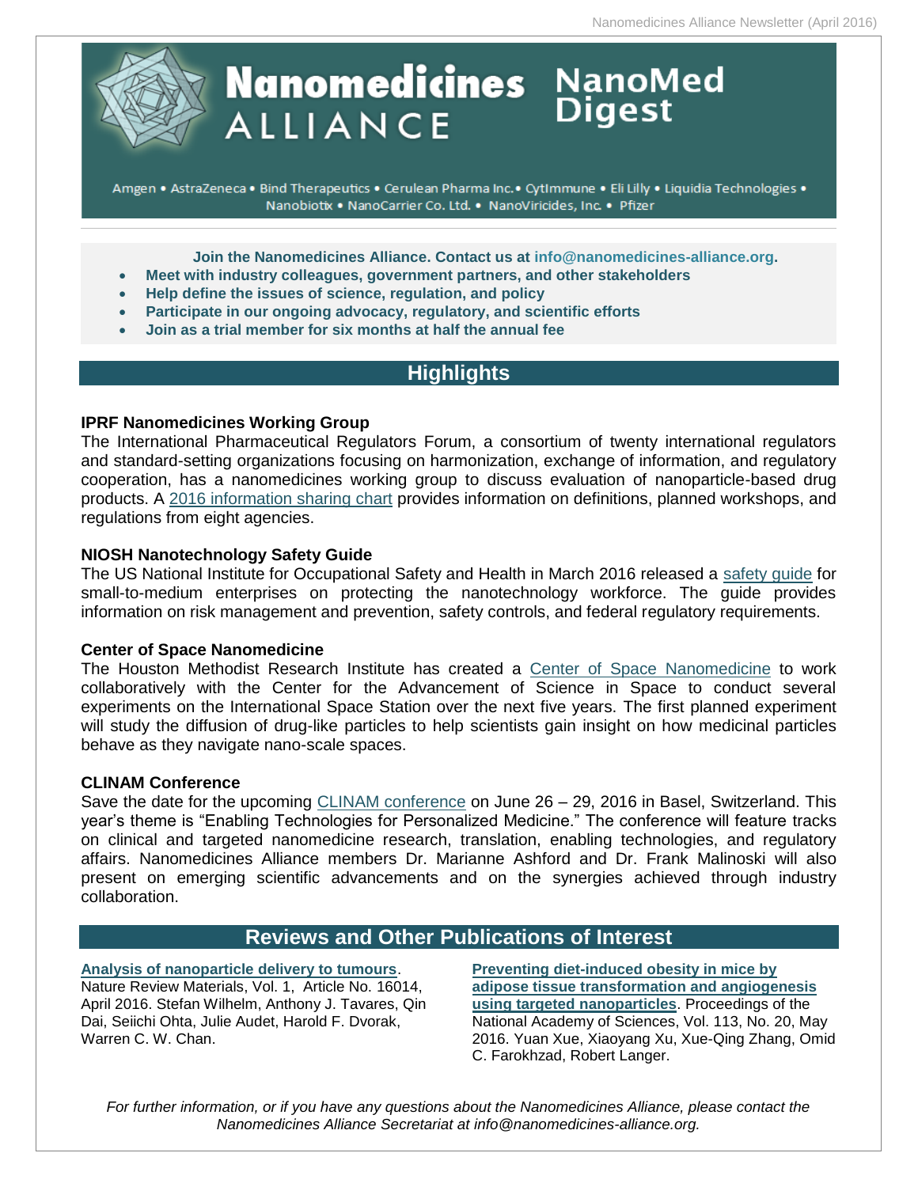# Nanomedicines ALLIANCE NanoMed Digest

Amgen • AstraZeneca • Bind Therapeutics • Cerulean Pharma Inc.• CytImmune • Eli Lilly • Liquidia Technologies • Nanobiotix • NanoCarrier Co. Ltd. • NanoViricides, Inc. • Pfizer

**Join the Nanomedicines Alliance. Contact us at info@nanomedicines-alliance.org.**

- **Meet with industry colleagues, government partners, and other stakeholders**
- **Help define the issues of science, regulation, and policy**
- **Participate in our ongoing advocacy, regulatory, and scientific efforts**
- **Join as a trial member for six months at half the annual fee**

## Highlights

### IPRF Nanomedicines Working Group

The International Pharmaceutical Regulators Forum, a consortium of twenty international regulators and standard-setting organizations focusing on harmonization, exchange of information, and regulatory cooperation, has a nanomedicines working group to discuss evaluation of nanoparticle-based drug products. A 2016 information sharing chart provides information on definitions, planned workshops, and regulations from eight agencies.

### NIOSH Nanotechnology Safety Guide

The US National Institute for Occupational Safety and Health in March 2016 released a safety guide for small-to-medium enterprises on protecting the nanotechnology workforce. The guide provides information on risk management and prevention, safety controls, and federal regulatory requirements.

### Center of Space Nanomedicine

The Houston Methodist Research Institute has created a Center of Space Nanomedicine to work collaboratively with the Center for the Advancement of Science in Space to conduct several experiments on the International Space Station over the next five years. The first planned experiment will study the diffusion of drug-like particles to help scientists gain insight on how medicinal particles behave as they navigate nano-scale spaces.

### CLINAM Conference

Save the date for the upcoming CLINAM conference on June 26 – 29, 2016 in Basel, Switzerland. This year's theme is "Enabling Technologies for Personalized Medicine." The conference will feature tracks on clinical and targeted nanomedicine research, translation, enabling technologies, and regulatory affairs. Nanomedicines Alliance members Dr. Marianne Ashford and Dr. Frank Malinoski will also present on emerging scientific advancements and on the synergies achieved through industry collaboration.

## Reviews and Other Publications of Interest

**Analysis of nanoparticle delivery to tumours**. Nature Review Materials, Vol. 1, Article No. 16014, April 2016. Stefan Wilhelm, Anthony J. Tavares, Qin Dai, Seiichi Ohta, Julie Audet, Harold F. Dvorak, Warren C. W. Chan.

**Preventing diet-induced obesity in mice by adipose tissue transformation and angiogenesis using targeted nanoparticles**. Proceedings of the National Academy of Sciences, Vol. 113, No. 20, May 2016. Yuan Xue, Xiaoyang Xu, Xue-Qing Zhang, Omid C. Farokhzad, Robert Langer.

*For further information, or if you have any questions about the Nanomedicines Alliance, please contact the Nanomedicines Alliance Secretariat at info@nanomedicines-alliance.org.*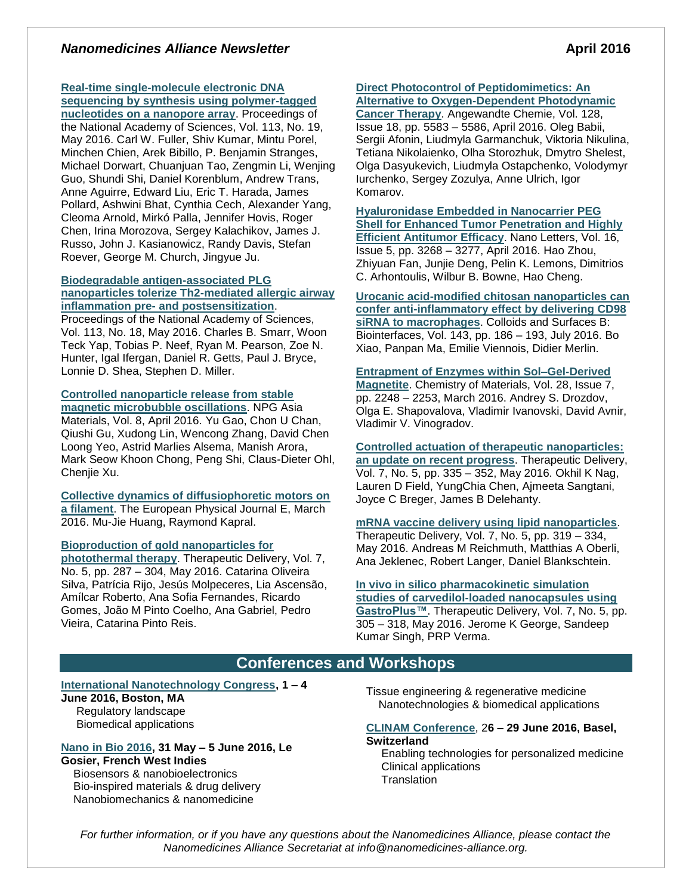**Real-time single-molecule electronic DNA sequencing by synthesis using polymer-tagged nucleotides on a nanopore array**. Proceedings of the National Academy of Sciences, Vol. 113, No. 19, May 2016. Carl W. Fuller, Shiv Kumar, Mintu Porel, Minchen Chien, Arek Bibillo, P. Benjamin Stranges, Michael Dorwart, Chuanjuan Tao, Zengmin Li, Wenjing Guo, Shundi Shi, Daniel Korenblum, Andrew Trans, Anne Aguirre, Edward Liu, Eric T. Harada, James Pollard, Ashwini Bhat, Cynthia Cech, Alexander Yang, Cleoma Arnold, Mirkó Palla, Jennifer Hovis, Roger Chen, Irina Morozova, Sergey Kalachikov, James J. Russo, John J. Kasianowicz, Randy Davis, Stefan Roever, George M. Church, Jingyue Ju.

**Biodegradable antigen-associated PLG nanoparticles tolerize Th2-mediated allergic airway inflammation pre- and postsensitization**. Proceedings of the National Academy of Sciences, Vol. 113, No. 18, May 2016. Charles B. Smarr, Woon Teck Yap, Tobias P. Neef, Ryan M. Pearson, Zoe N. Hunter, Igal Ifergan, Daniel R. Getts, Paul J. Bryce, Lonnie D. Shea, Stephen D. Miller.

**Controlled nanoparticle release from stable magnetic microbubble oscillations**. NPG Asia Materials, Vol. 8, April 2016. Yu Gao, Chon U Chan, Qiushi Gu, Xudong Lin, Wencong Zhang, David Chen Loong Yeo, Astrid Marlies Alsema, Manish Arora, Mark Seow Khoon Chong, Peng Shi, Claus-Dieter Ohl, Chenjie Xu.

**Collective dynamics of diffusiophoretic motors on a filament**. The European Physical Journal E, March 2016. Mu-Jie Huang, Raymond Kapral.

**Bioproduction of gold nanoparticles for photothermal therapy**. Therapeutic Delivery, Vol. 7, No. 5, pp. 287 – 304, May 2016. Catarina Oliveira Silva, Patrícia Rijo, Jesús Molpeceres, Lia Ascensão, Amílcar Roberto, Ana Sofia Fernandes, Ricardo Gomes, João M Pinto Coelho, Ana Gabriel, Pedro Vieira, Catarina Pinto Reis.

**Direct Photocontrol of Peptidomimetics: An Alternative to Oxygen-Dependent Photodynamic Cancer Therapy**. Angewandte Chemie, Vol. 128, Issue 18, pp. 5583 – 5586, April 2016. Oleg Babii, Sergii Afonin, Liudmyla Garmanchuk, Viktoria Nikulina, Tetiana Nikolaienko, Olha Storozhuk, Dmytro Shelest, Olga Dasyukevich, Liudmyla Ostapchenko, Volodymyr Iurchenko, Sergey Zozulya, Anne Ulrich, Igor Komarov.

**Hyaluronidase Embedded in Nanocarrier PEG Shell for Enhanced Tumor Penetration and Highly Efficient Antitumor Efficacy**. Nano Letters, Vol. 16, Issue 5, pp. 3268 – 3277, April 2016. Hao Zhou, Zhiyuan Fan, Junjie Deng, Pelin K. Lemons, Dimitrios C. Arhontoulis, Wilbur B. Bowne, Hao Cheng.

**Urocanic acid-modified chitosan nanoparticles can confer anti-inflammatory effect by delivering CD98 siRNA to macrophages**. Colloids and Surfaces B: Biointerfaces, Vol. 143, pp. 186 – 193, July 2016. Bo Xiao, Panpan Ma, Emilie Viennois, Didier Merlin.

**Entrapment of Enzymes within Sol–Gel-Derived Magnetite**. Chemistry of Materials, Vol. 28, Issue 7, pp. 2248 – 2253, March 2016. Andrey S. Drozdov, Olga E. Shapovalova, Vladimir Ivanovski, David Avnir, Vladimir V. Vinogradov.

**Controlled actuation of therapeutic nanoparticles: an update on recent progress**. Therapeutic Delivery, Vol. 7, No. 5, pp. 335 – 352, May 2016. Okhil K Nag, Lauren D Field, YungChia Chen, Ajmeeta Sangtani, Joyce C Breger, James B Delehanty.

**mRNA vaccine delivery using lipid nanoparticles**. Therapeutic Delivery, Vol. 7, No. 5, pp. 319 – 334, May 2016. Andreas M Reichmuth, Matthias A Oberli, Ana Jeklenec, Robert Langer, Daniel Blankschtein.

**In vivo in silico pharmacokinetic simulation studies of carvedilol-loaded nanocapsules using GastroPlus™**. Therapeutic Delivery, Vol. 7, No. 5, pp. 305 – 318, May 2016. Jerome K George, Sandeep Kumar Singh, PRP Verma.

## Conferences and Workshops

**International Nanotechnology Congress, 1 – 4 June 2016, Boston, MA**
- Regulatory landscape
- Biomedical applications
- Tissue engineering & regenerative medicine
- Nanotechnologies & biomedical applications

**Nano in Bio 2016, 31 May – 5 June 2016, Le Gosier, French West Indies**
- Biosensors & nanobioelectronics
- Bio-inspired materials & drug delivery
- Nanobiomechanics & nanomedicine

**CLINAM Conference, 26 – 29 June 2016, Basel, Switzerland**
- Enabling technologies for personalized medicine
- Clinical applications
- Translation

*For further information, or if you have any questions about the Nanomedicines Alliance, please contact the Nanomedicines Alliance Secretariat at info@nanomedicines-alliance.org.*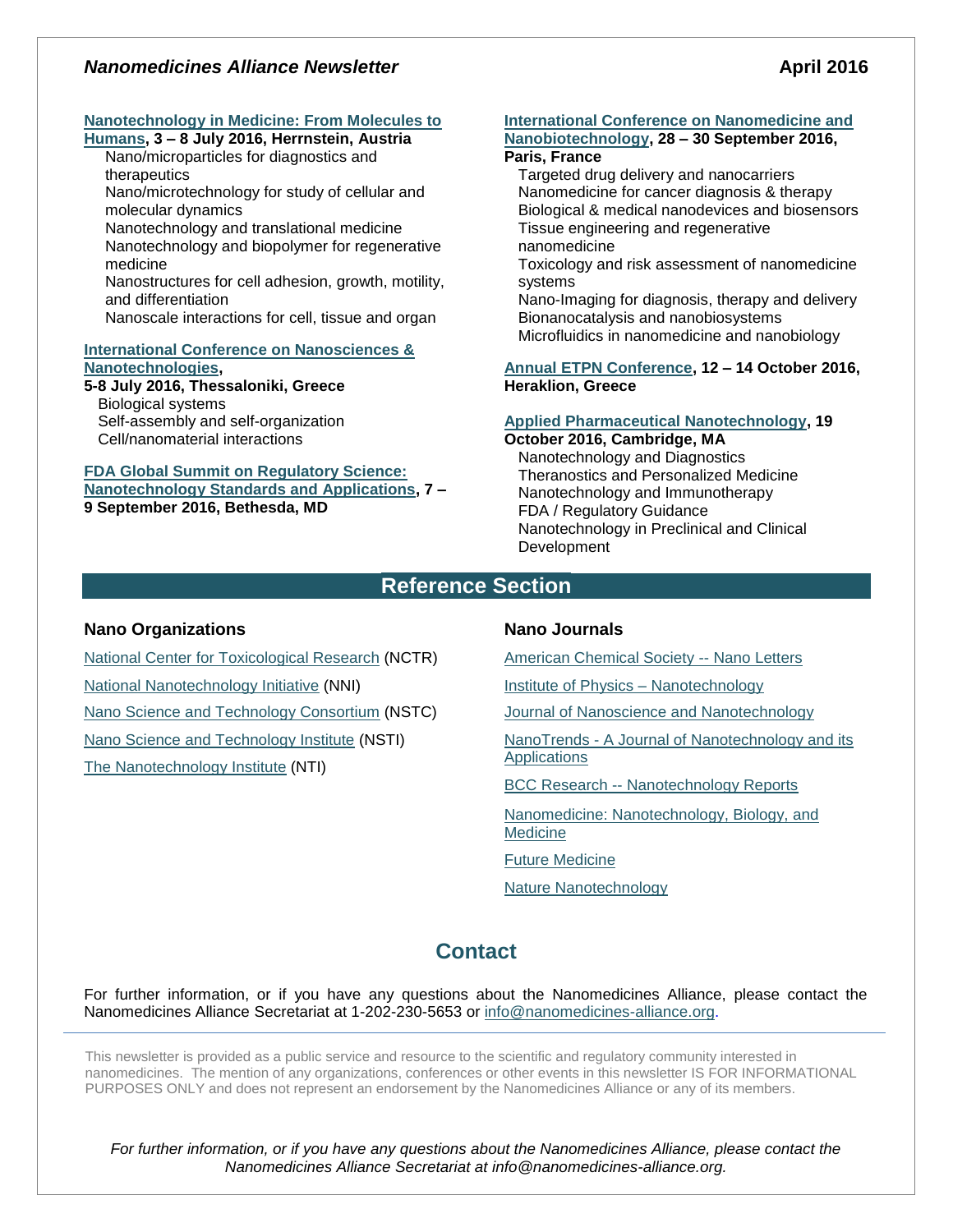**Nanotechnology in Medicine: From Molecules to Humans, 3 – 8 July 2016, Herrnstein, Austria**

- Nano/microparticles for diagnostics and therapeutics
- Nano/microtechnology for study of cellular and molecular dynamics
- Nanotechnology and translational medicine
- Nanotechnology and biopolymer for regenerative medicine
- Nanostructures for cell adhesion, growth, motility, and differentiation
- Nanoscale interactions for cell, tissue and organ

**International Conference on Nanosciences & Nanotechnologies, 5-8 July 2016, Thessaloniki, Greece**

- Biological systems
- Self-assembly and self-organization
- Cell/nanomaterial interactions

**FDA Global Summit on Regulatory Science: Nanotechnology Standards and Applications, 7 – 9 September 2016, Bethesda, MD**

**International Conference on Nanomedicine and Nanobiotechnology, 28 – 30 September 2016, Paris, France**

- Targeted drug delivery and nanocarriers
- Nanomedicine for cancer diagnosis & therapy
- Biological & medical nanodevices and biosensors
- Tissue engineering and regenerative nanomedicine
- Toxicology and risk assessment of nanomedicine systems
- Nano-Imaging for diagnosis, therapy and delivery
- Bionanocatalysis and nanobiosystems
- Microfluidics in nanomedicine and nanobiology

**Annual ETPN Conference, 12 – 14 October 2016, Heraklion, Greece**

**Applied Pharmaceutical Nanotechnology, 19 October 2016, Cambridge, MA**

- Nanotechnology and Diagnostics
- Theranostics and Personalized Medicine
- Nanotechnology and Immunotherapy
- FDA / Regulatory Guidance
- Nanotechnology in Preclinical and Clinical Development

## Reference Section

### Nano Organizations

National Center for Toxicological Research (NCTR)

National Nanotechnology Initiative (NNI)

Nano Science and Technology Consortium (NSTC)

Nano Science and Technology Institute (NSTI)

The Nanotechnology Institute (NTI)

### Nano Journals

American Chemical Society -- Nano Letters

Institute of Physics – Nanotechnology

Journal of Nanoscience and Nanotechnology

NanoTrends - A Journal of Nanotechnology and its Applications

BCC Research -- Nanotechnology Reports

Nanomedicine: Nanotechnology, Biology, and Medicine

Future Medicine

Nature Nanotechnology

## Contact

For further information, or if you have any questions about the Nanomedicines Alliance, please contact the Nanomedicines Alliance Secretariat at 1-202-230-5653 or info@nanomedicines-alliance.org.

This newsletter is provided as a public service and resource to the scientific and regulatory community interested in nanomedicines. The mention of any organizations, conferences or other events in this newsletter IS FOR INFORMATIONAL PURPOSES ONLY and does not represent an endorsement by the Nanomedicines Alliance or any of its members.